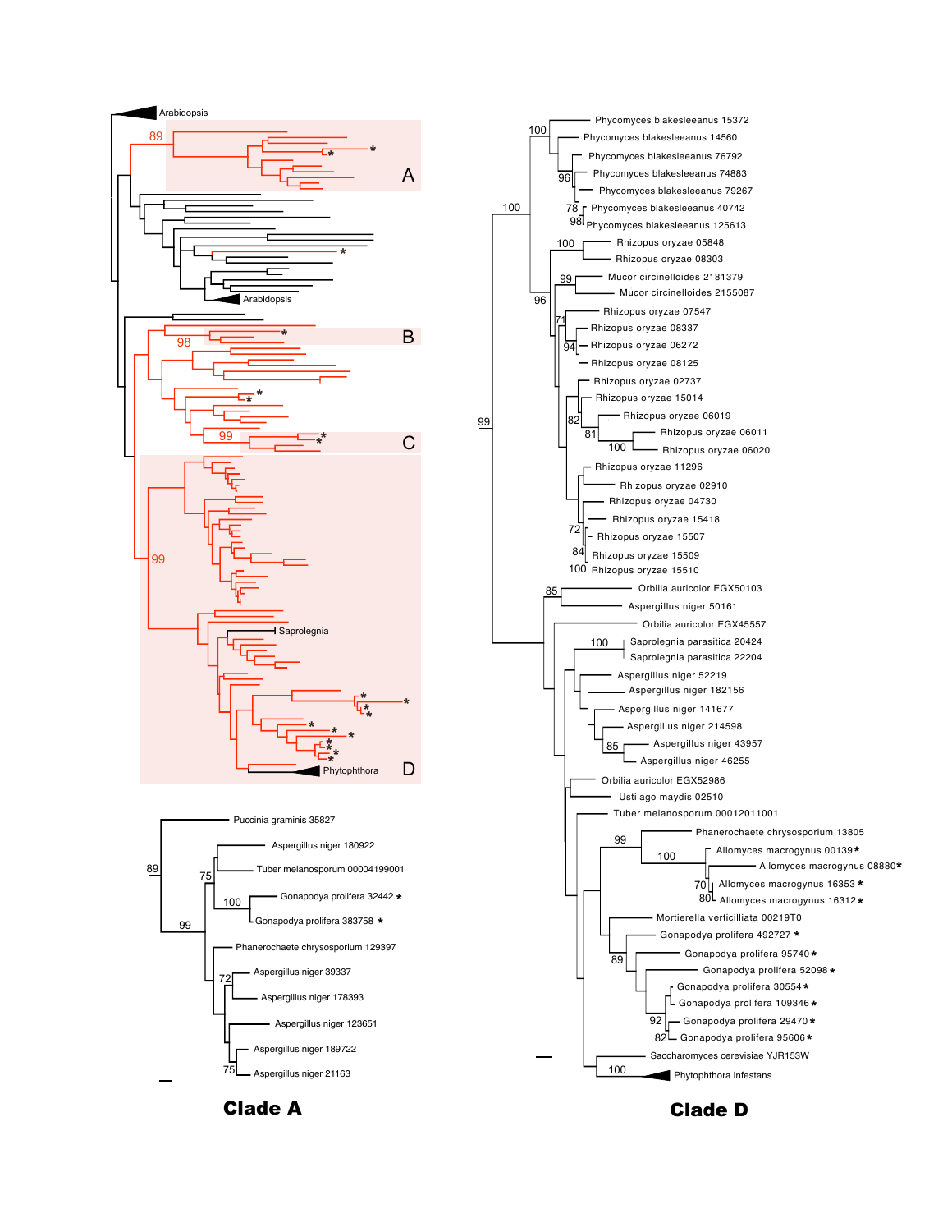Arabidopsis

89

*

*

A

*

Arabidopsis

98

*

B

*

*

99

*

*

C

99

Saprolegnia

*

*

*

*

*

*

*

*

*

*

Phytophthora

D

Puccinia graminis 35827

Aspergillus niger 180922

Tuber melanosporum 00004199001

Gonapodya prolifera 32442 *

Gonapodya prolifera 383758 *

Phanerochaete chrysosporium 129397

Aspergillus niger 39337

Aspergillus niger 178393

Aspergillus niger 123651

Aspergillus niger 189722

Aspergillus niger 21163

89, 75, 100, 99, 72, 75

**Clade A**

Phycomyces blakesleeanus 15372

Phycomyces blakesleeanus 14560

Phycomyces blakesleeanus 76792

Phycomyces blakesleeanus 74883

Phycomyces blakesleeanus 79267

Phycomyces blakesleeanus 40742

Phycomyces blakesleeanus 125613

Rhizopus oryzae 05848

Rhizopus oryzae 08303

Mucor circinelloides 2181379

Mucor circinelloides 2155087

Rhizopus oryzae 07547

Rhizopus oryzae 08337

Rhizopus oryzae 06272

Rhizopus oryzae 08125

Rhizopus oryzae 02737

Rhizopus oryzae 15014

Rhizopus oryzae 06019

Rhizopus oryzae 06011

Rhizopus oryzae 06020

Rhizopus oryzae 11296

Rhizopus oryzae 02910

Rhizopus oryzae 04730

Rhizopus oryzae 15418

Rhizopus oryzae 15507

Rhizopus oryzae 15509

Rhizopus oryzae 15510

Orbilia auricolor EGX50103

Aspergillus niger 50161

Orbilia auricolor EGX45557

Saprolegnia parasitica 20424

Saprolegnia parasitica 22204

Aspergillus niger 52219

Aspergillus niger 182156

Aspergillus niger 141677

Aspergillus niger 214598

Aspergillus niger 43957

Aspergillus niger 46255

Orbilia auricolor EGX52986

Ustilago maydis 02510

Tuber melanosporum 00012011001

Phanerochaete chrysosporium 13805

Allomyces macrogynus 00139 *

Allomyces macrogynus 08880 *

Allomyces macrogynus 16353 *

Allomyces macrogynus 16312 *

Mortierella verticilliata 00219T0

Gonapodya prolifera 492727 *

Gonapodya prolifera 95740 *

Gonapodya prolifera 52098 *

Gonapodya prolifera 30554 *

Gonapodya prolifera 109346 *

Gonapodya prolifera 29470 *

Gonapodya prolifera 95606 *

Saccharomyces cerevisiae YJR153W

Phytophthora infestans

100, 96, 78, 98, 100, 100, 99, 96, 71, 94, 99, 82, 81, 100, 72, 84, 100, 85, 100, 85, 99, 100, 70, 80, 89, 92, 82, 100

**Clade D**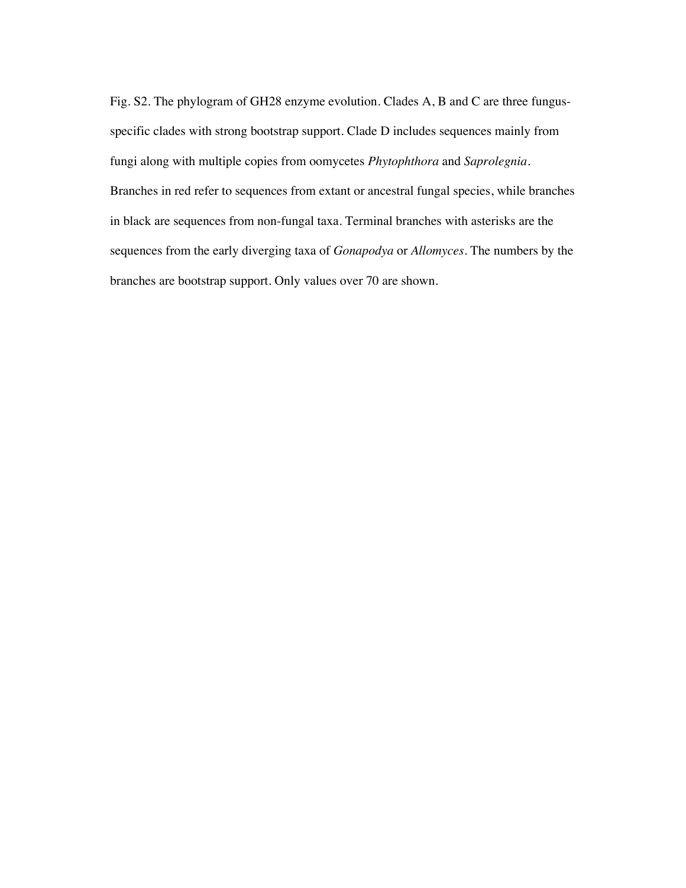Fig. S2. The phylogram of GH28 enzyme evolution. Clades A, B and C are three fungus-specific clades with strong bootstrap support. Clade D includes sequences mainly from fungi along with multiple copies from oomycetes *Phytophthora* and *Saprolegnia*. Branches in red refer to sequences from extant or ancestral fungal species, while branches in black are sequences from non-fungal taxa. Terminal branches with asterisks are the sequences from the early diverging taxa of *Gonapodya* or *Allomyces*. The numbers by the branches are bootstrap support. Only values over 70 are shown.